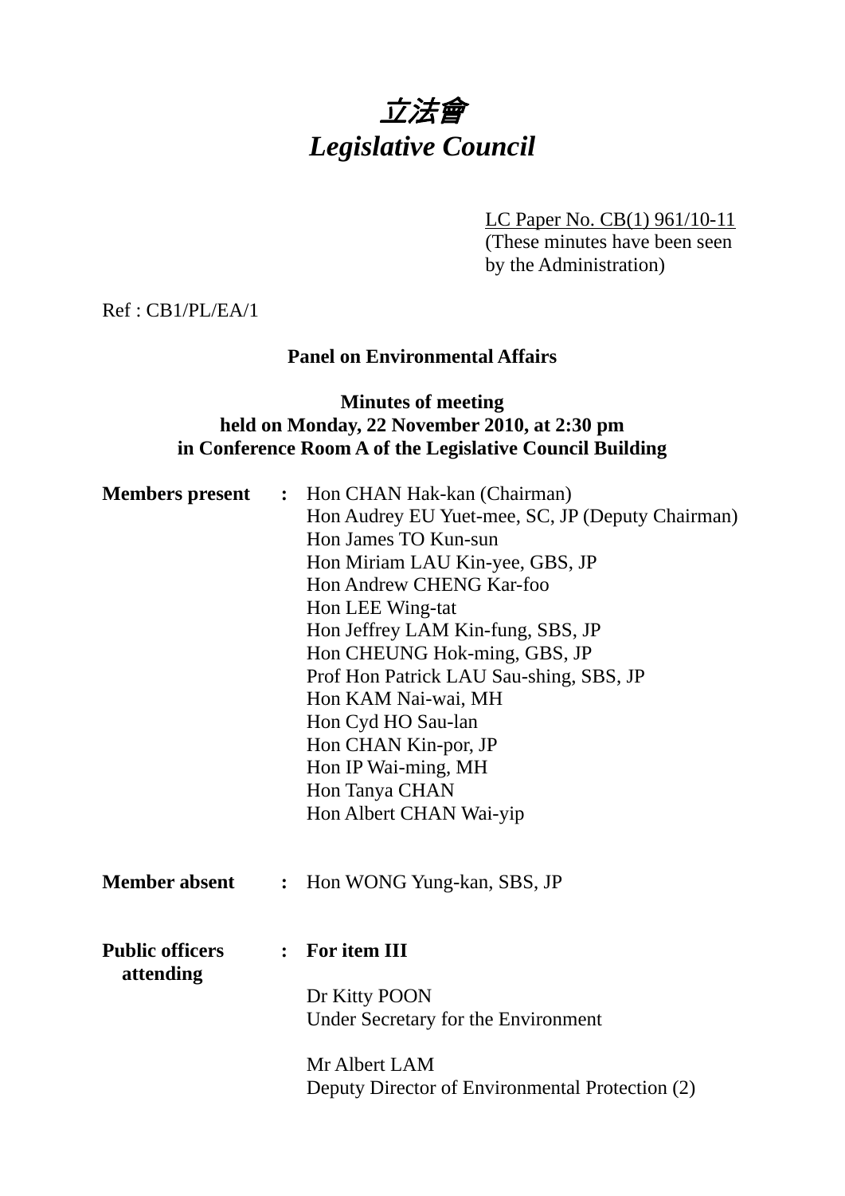# *立法會*
# *Legislative Council*

LC Paper No. CB(1) 961/10-11
(These minutes have been seen by the Administration)

Ref : CB1/PL/EA/1

**Panel on Environmental Affairs**

**Minutes of meeting**
**held on Monday, 22 November 2010, at 2:30 pm**
**in Conference Room A of the Legislative Council Building**

**Members present** : Hon CHAN Hak-kan (Chairman)
Hon Audrey EU Yuet-mee, SC, JP (Deputy Chairman)
Hon James TO Kun-sun
Hon Miriam LAU Kin-yee, GBS, JP
Hon Andrew CHENG Kar-foo
Hon LEE Wing-tat
Hon Jeffrey LAM Kin-fung, SBS, JP
Hon CHEUNG Hok-ming, GBS, JP
Prof Hon Patrick LAU Sau-shing, SBS, JP
Hon KAM Nai-wai, MH
Hon Cyd HO Sau-lan
Hon CHAN Kin-por, JP
Hon IP Wai-ming, MH
Hon Tanya CHAN
Hon Albert CHAN Wai-yip

**Member absent** : Hon WONG Yung-kan, SBS, JP

**Public officers attending** : **For item III**

Dr Kitty POON
Under Secretary for the Environment

Mr Albert LAM
Deputy Director of Environmental Protection (2)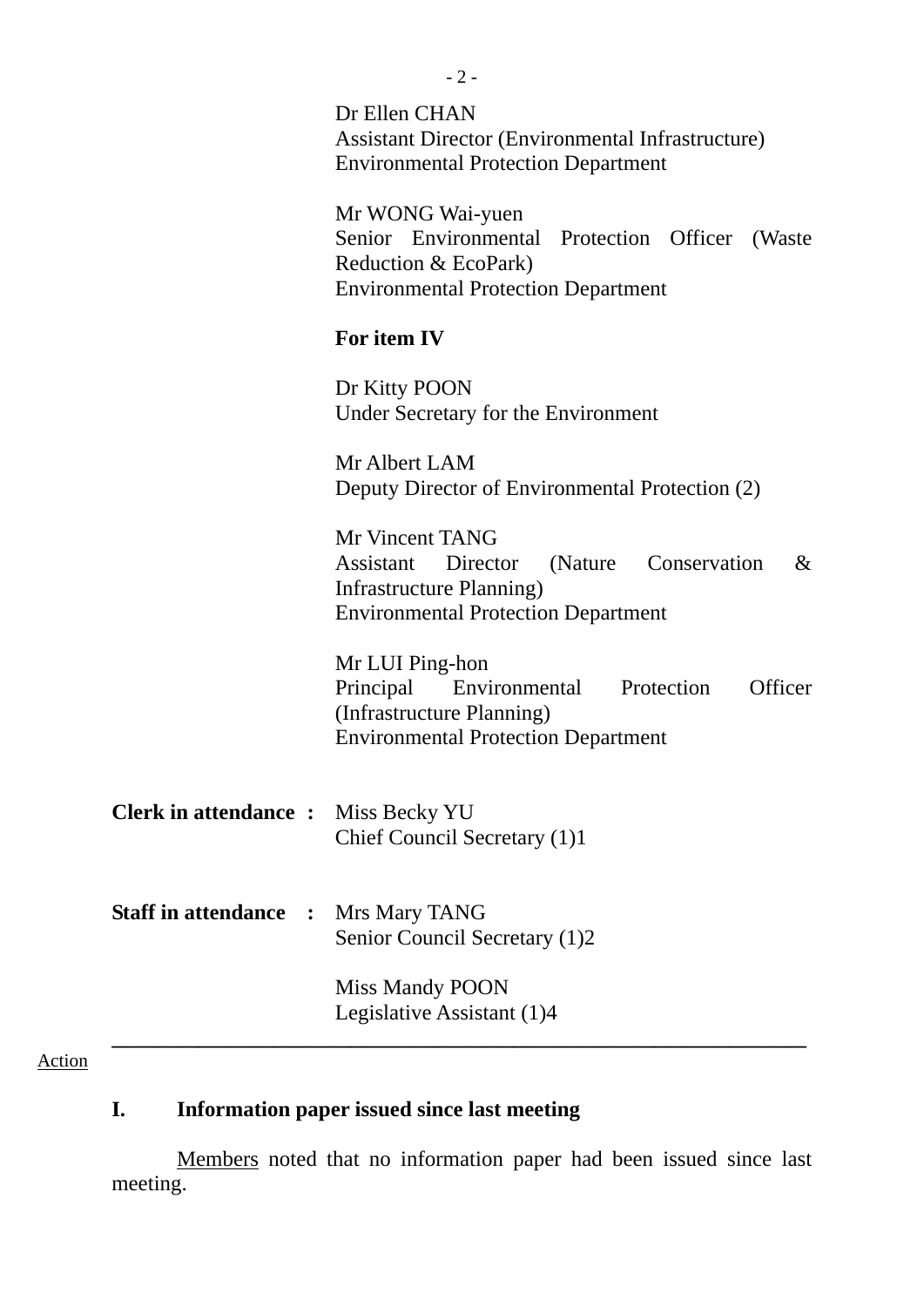Dr Ellen CHAN
Assistant Director (Environmental Infrastructure)
Environmental Protection Department

Mr WONG Wai-yuen
Senior Environmental Protection Officer (Waste Reduction & EcoPark)
Environmental Protection Department

**For item IV**

Dr Kitty POON
Under Secretary for the Environment

Mr Albert LAM
Deputy Director of Environmental Protection (2)

Mr Vincent TANG
Assistant Director (Nature Conservation & Infrastructure Planning)
Environmental Protection Department

Mr LUI Ping-hon
Principal Environmental Protection Officer (Infrastructure Planning)
Environmental Protection Department

**Clerk in attendance :** Miss Becky YU
Chief Council Secretary (1)1

**Staff in attendance :** Mrs Mary TANG
Senior Council Secretary (1)2

Miss Mandy POON
Legislative Assistant (1)4

---

Action

## I. Information paper issued since last meeting

Members noted that no information paper had been issued since last meeting.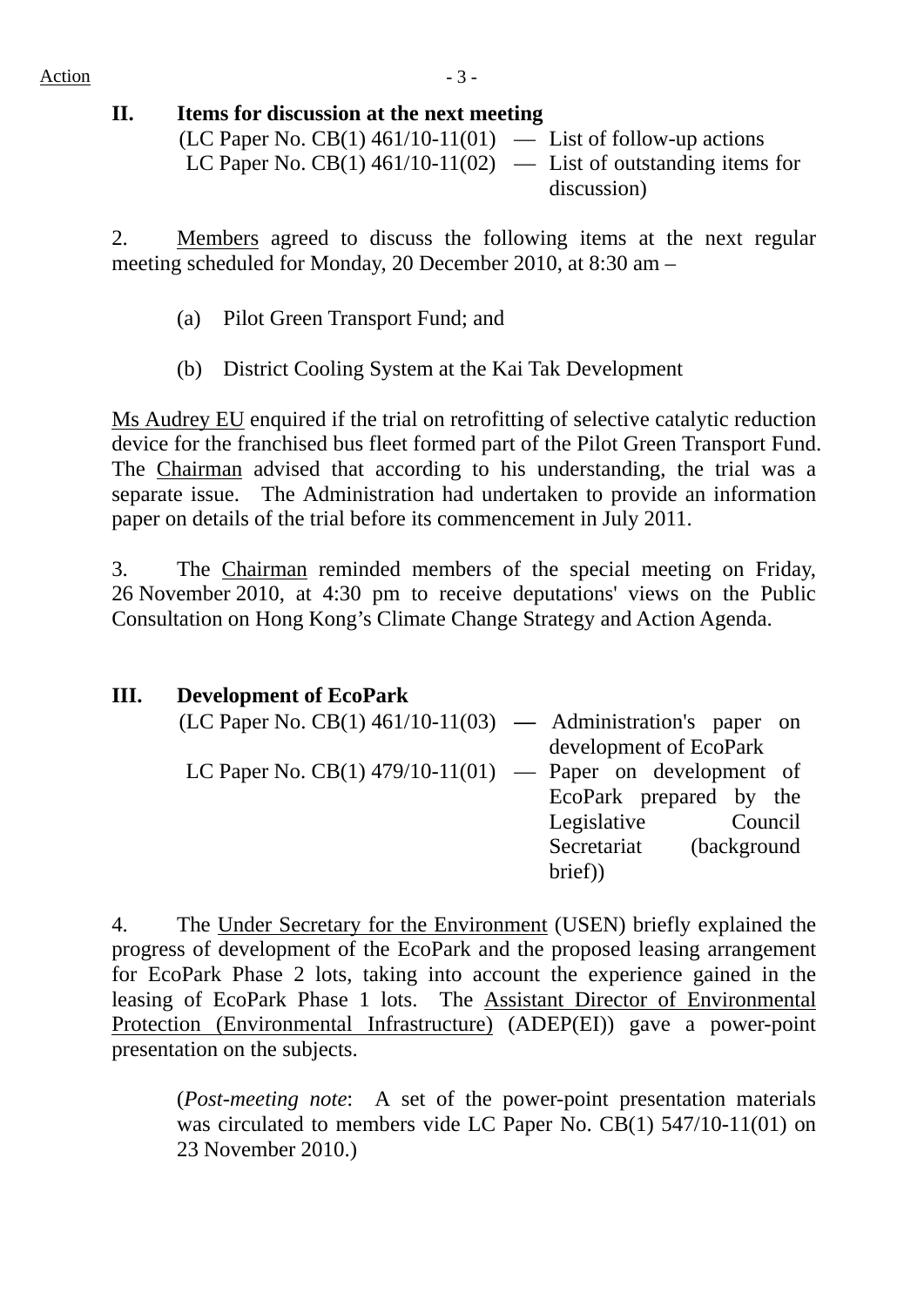Action

## II. Items for discussion at the next meeting

(LC Paper No. CB(1) 461/10-11(01) — List of follow-up actions
LC Paper No. CB(1) 461/10-11(02) — List of outstanding items for discussion)

2. Members agreed to discuss the following items at the next regular meeting scheduled for Monday, 20 December 2010, at 8:30 am –

(a) Pilot Green Transport Fund; and

(b) District Cooling System at the Kai Tak Development

Ms Audrey EU enquired if the trial on retrofitting of selective catalytic reduction device for the franchised bus fleet formed part of the Pilot Green Transport Fund. The Chairman advised that according to his understanding, the trial was a separate issue. The Administration had undertaken to provide an information paper on details of the trial before its commencement in July 2011.

3. The Chairman reminded members of the special meeting on Friday, 26 November 2010, at 4:30 pm to receive deputations' views on the Public Consultation on Hong Kong's Climate Change Strategy and Action Agenda.

## III. Development of EcoPark

(LC Paper No. CB(1) 461/10-11(03) — Administration's paper on development of EcoPark
LC Paper No. CB(1) 479/10-11(01) — Paper on development of EcoPark prepared by the Legislative Council Secretariat (background brief))

4. The Under Secretary for the Environment (USEN) briefly explained the progress of development of the EcoPark and the proposed leasing arrangement for EcoPark Phase 2 lots, taking into account the experience gained in the leasing of EcoPark Phase 1 lots. The Assistant Director of Environmental Protection (Environmental Infrastructure) (ADEP(EI)) gave a power-point presentation on the subjects.

(*Post-meeting note*: A set of the power-point presentation materials was circulated to members vide LC Paper No. CB(1) 547/10-11(01) on 23 November 2010.)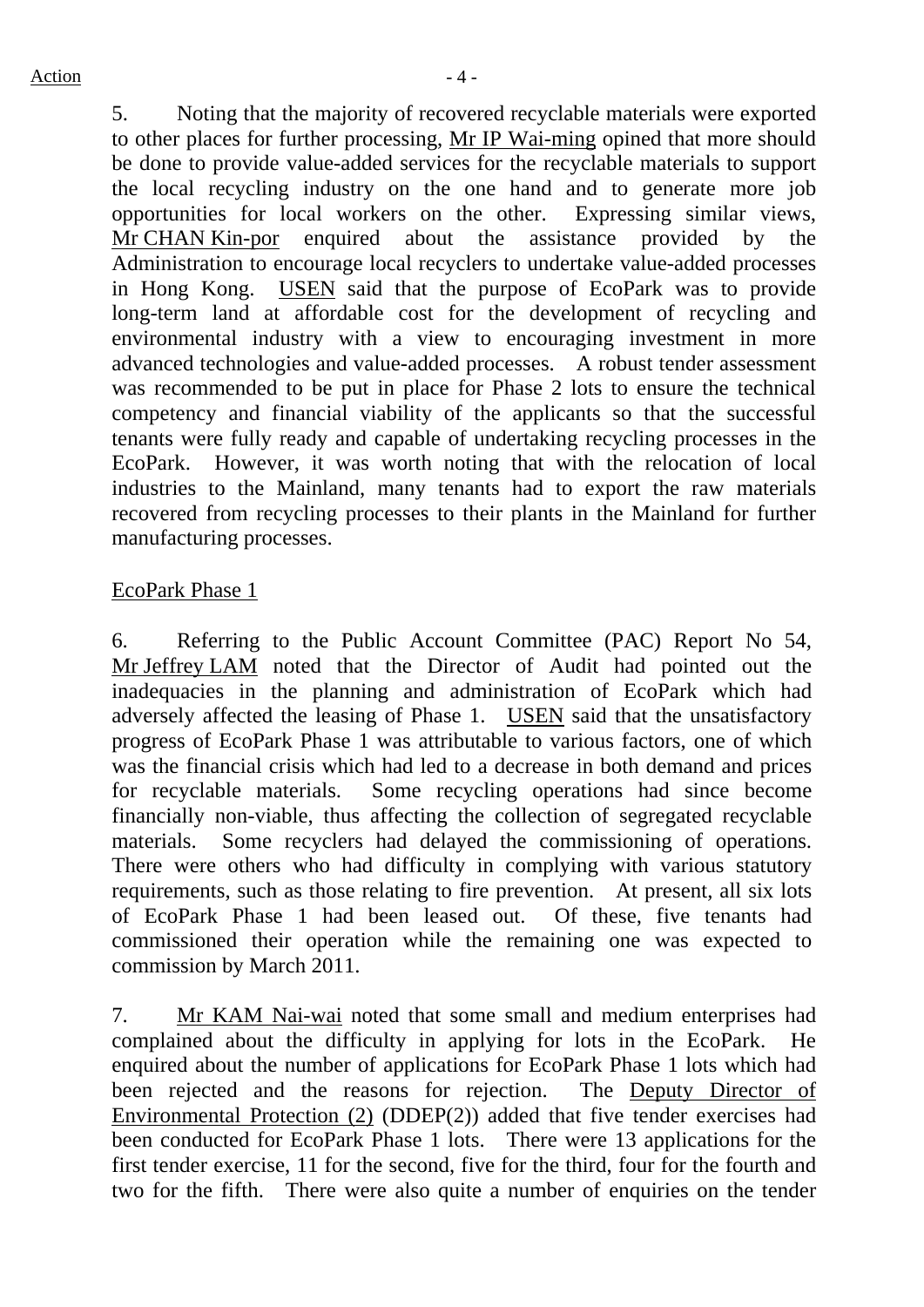5. Noting that the majority of recovered recyclable materials were exported to other places for further processing, Mr IP Wai-ming opined that more should be done to provide value-added services for the recyclable materials to support the local recycling industry on the one hand and to generate more job opportunities for local workers on the other. Expressing similar views, Mr CHAN Kin-por enquired about the assistance provided by the Administration to encourage local recyclers to undertake value-added processes in Hong Kong. USEN said that the purpose of EcoPark was to provide long-term land at affordable cost for the development of recycling and environmental industry with a view to encouraging investment in more advanced technologies and value-added processes. A robust tender assessment was recommended to be put in place for Phase 2 lots to ensure the technical competency and financial viability of the applicants so that the successful tenants were fully ready and capable of undertaking recycling processes in the EcoPark. However, it was worth noting that with the relocation of local industries to the Mainland, many tenants had to export the raw materials recovered from recycling processes to their plants in the Mainland for further manufacturing processes.

EcoPark Phase 1

6. Referring to the Public Account Committee (PAC) Report No 54, Mr Jeffrey LAM noted that the Director of Audit had pointed out the inadequacies in the planning and administration of EcoPark which had adversely affected the leasing of Phase 1. USEN said that the unsatisfactory progress of EcoPark Phase 1 was attributable to various factors, one of which was the financial crisis which had led to a decrease in both demand and prices for recyclable materials. Some recycling operations had since become financially non-viable, thus affecting the collection of segregated recyclable materials. Some recyclers had delayed the commissioning of operations. There were others who had difficulty in complying with various statutory requirements, such as those relating to fire prevention. At present, all six lots of EcoPark Phase 1 had been leased out. Of these, five tenants had commissioned their operation while the remaining one was expected to commission by March 2011.

7. Mr KAM Nai-wai noted that some small and medium enterprises had complained about the difficulty in applying for lots in the EcoPark. He enquired about the number of applications for EcoPark Phase 1 lots which had been rejected and the reasons for rejection. The Deputy Director of Environmental Protection (2) (DDEP(2)) added that five tender exercises had been conducted for EcoPark Phase 1 lots. There were 13 applications for the first tender exercise, 11 for the second, five for the third, four for the fourth and two for the fifth. There were also quite a number of enquiries on the tender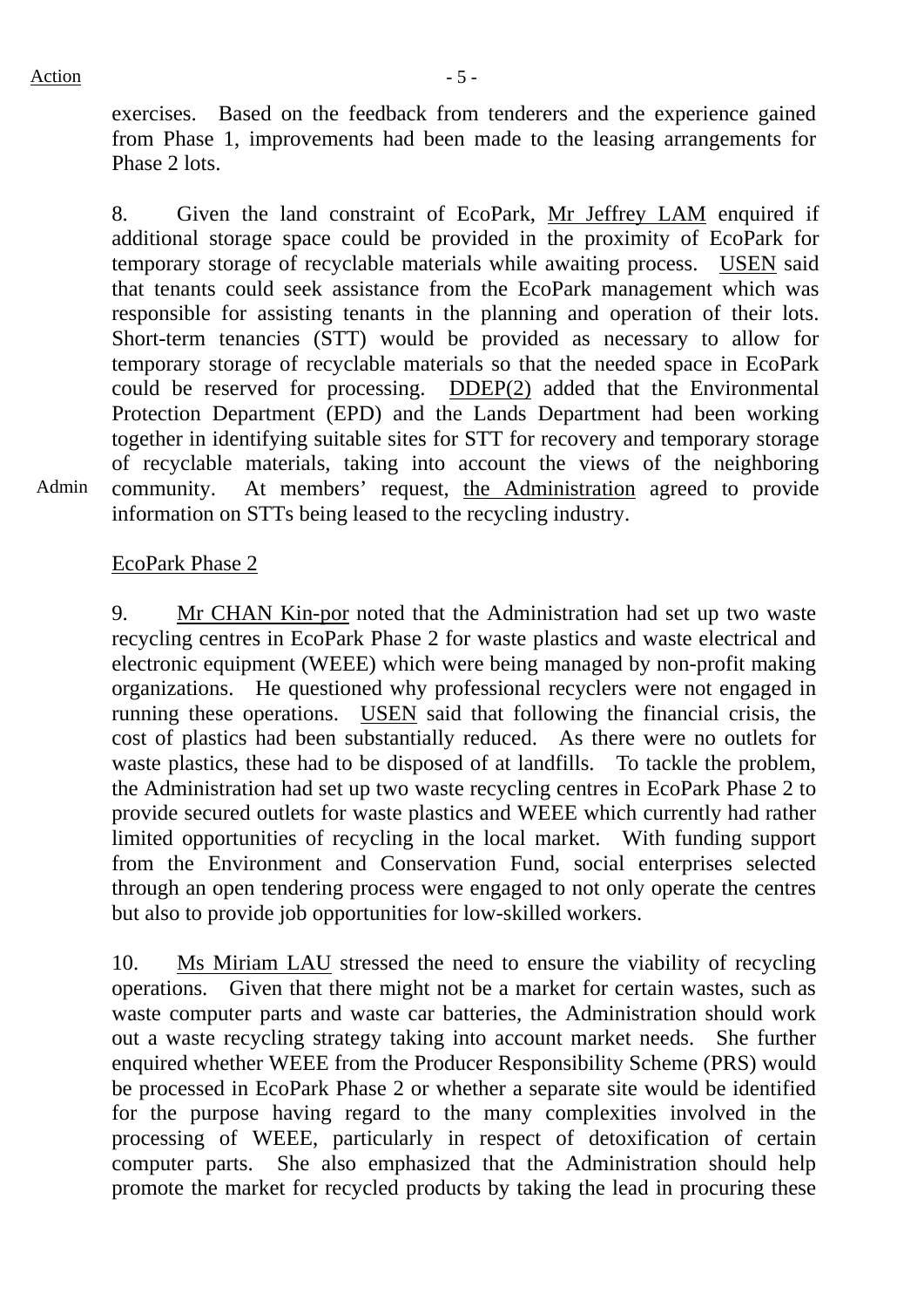exercises. Based on the feedback from tenderers and the experience gained from Phase 1, improvements had been made to the leasing arrangements for Phase 2 lots.

8. Given the land constraint of EcoPark, Mr Jeffrey LAM enquired if additional storage space could be provided in the proximity of EcoPark for temporary storage of recyclable materials while awaiting process. USEN said that tenants could seek assistance from the EcoPark management which was responsible for assisting tenants in the planning and operation of their lots. Short-term tenancies (STT) would be provided as necessary to allow for temporary storage of recyclable materials so that the needed space in EcoPark could be reserved for processing. DDEP(2) added that the Environmental Protection Department (EPD) and the Lands Department had been working together in identifying suitable sites for STT for recovery and temporary storage of recyclable materials, taking into account the views of the neighboring community. At members' request, the Administration agreed to provide information on STTs being leased to the recycling industry.

Admin

EcoPark Phase 2

9. Mr CHAN Kin-por noted that the Administration had set up two waste recycling centres in EcoPark Phase 2 for waste plastics and waste electrical and electronic equipment (WEEE) which were being managed by non-profit making organizations. He questioned why professional recyclers were not engaged in running these operations. USEN said that following the financial crisis, the cost of plastics had been substantially reduced. As there were no outlets for waste plastics, these had to be disposed of at landfills. To tackle the problem, the Administration had set up two waste recycling centres in EcoPark Phase 2 to provide secured outlets for waste plastics and WEEE which currently had rather limited opportunities of recycling in the local market. With funding support from the Environment and Conservation Fund, social enterprises selected through an open tendering process were engaged to not only operate the centres but also to provide job opportunities for low-skilled workers.

10. Ms Miriam LAU stressed the need to ensure the viability of recycling operations. Given that there might not be a market for certain wastes, such as waste computer parts and waste car batteries, the Administration should work out a waste recycling strategy taking into account market needs. She further enquired whether WEEE from the Producer Responsibility Scheme (PRS) would be processed in EcoPark Phase 2 or whether a separate site would be identified for the purpose having regard to the many complexities involved in the processing of WEEE, particularly in respect of detoxification of certain computer parts. She also emphasized that the Administration should help promote the market for recycled products by taking the lead in procuring these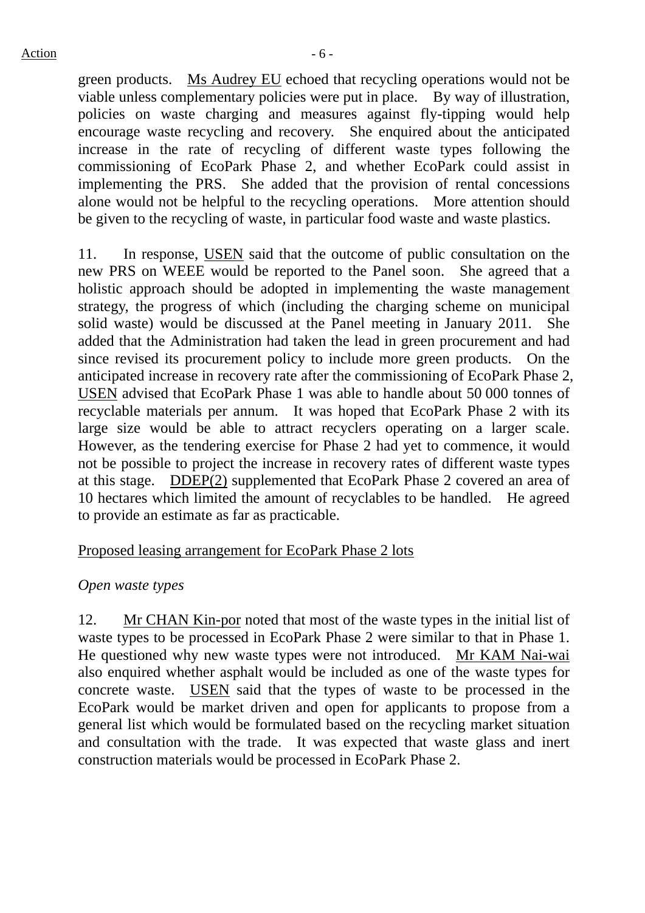green products. Ms Audrey EU echoed that recycling operations would not be viable unless complementary policies were put in place. By way of illustration, policies on waste charging and measures against fly-tipping would help encourage waste recycling and recovery. She enquired about the anticipated increase in the rate of recycling of different waste types following the commissioning of EcoPark Phase 2, and whether EcoPark could assist in implementing the PRS. She added that the provision of rental concessions alone would not be helpful to the recycling operations. More attention should be given to the recycling of waste, in particular food waste and waste plastics.

11. In response, USEN said that the outcome of public consultation on the new PRS on WEEE would be reported to the Panel soon. She agreed that a holistic approach should be adopted in implementing the waste management strategy, the progress of which (including the charging scheme on municipal solid waste) would be discussed at the Panel meeting in January 2011. She added that the Administration had taken the lead in green procurement and had since revised its procurement policy to include more green products. On the anticipated increase in recovery rate after the commissioning of EcoPark Phase 2, USEN advised that EcoPark Phase 1 was able to handle about 50 000 tonnes of recyclable materials per annum. It was hoped that EcoPark Phase 2 with its large size would be able to attract recyclers operating on a larger scale. However, as the tendering exercise for Phase 2 had yet to commence, it would not be possible to project the increase in recovery rates of different waste types at this stage. DDEP(2) supplemented that EcoPark Phase 2 covered an area of 10 hectares which limited the amount of recyclables to be handled. He agreed to provide an estimate as far as practicable.

Proposed leasing arrangement for EcoPark Phase 2 lots

*Open waste types*

12. Mr CHAN Kin-por noted that most of the waste types in the initial list of waste types to be processed in EcoPark Phase 2 were similar to that in Phase 1. He questioned why new waste types were not introduced. Mr KAM Nai-wai also enquired whether asphalt would be included as one of the waste types for concrete waste. USEN said that the types of waste to be processed in the EcoPark would be market driven and open for applicants to propose from a general list which would be formulated based on the recycling market situation and consultation with the trade. It was expected that waste glass and inert construction materials would be processed in EcoPark Phase 2.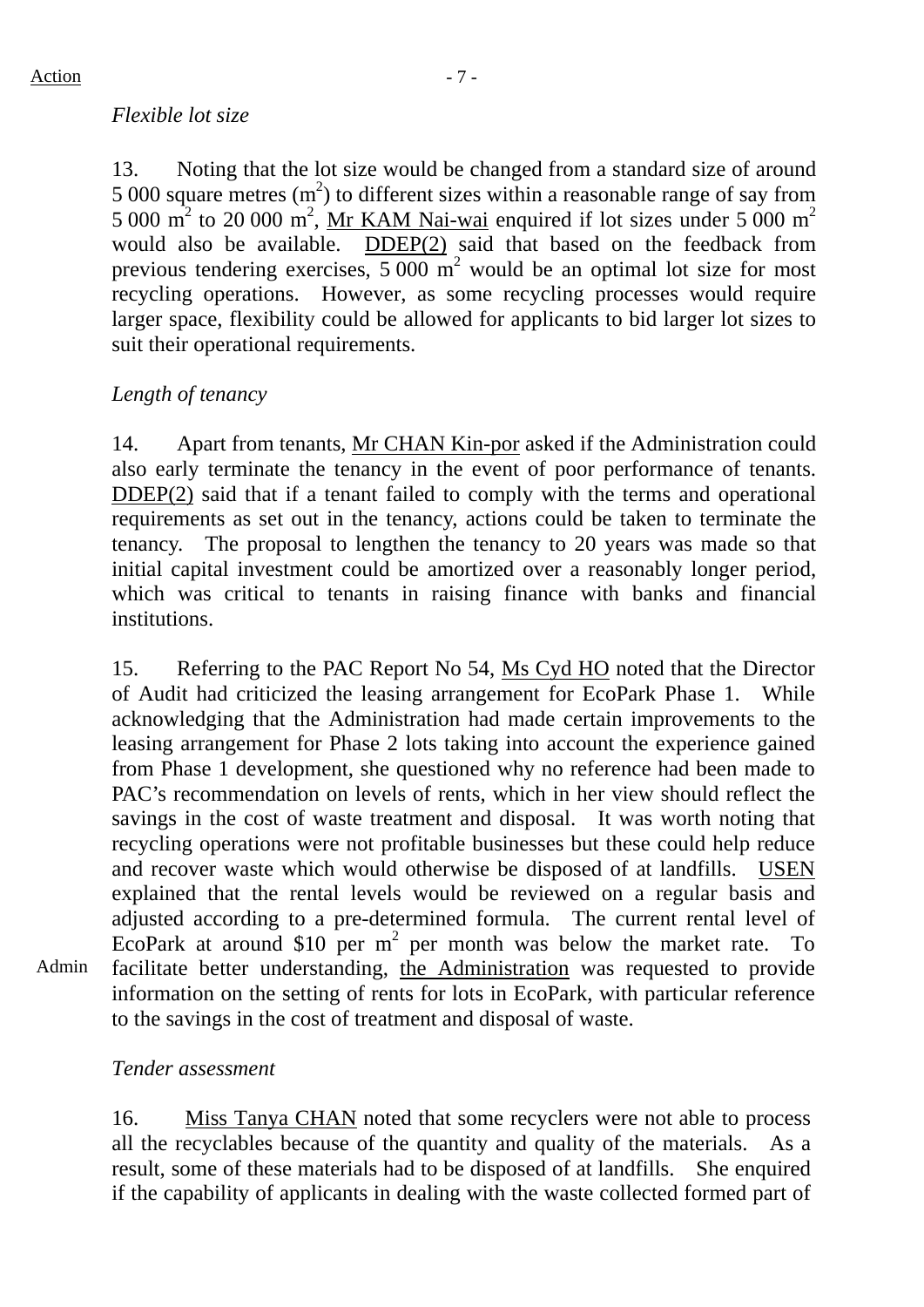*Flexible lot size*

13. Noting that the lot size would be changed from a standard size of around 5 000 square metres ($m^2$) to different sizes within a reasonable range of say from 5 000 $m^2$ to 20 000 $m^2$, Mr KAM Nai-wai enquired if lot sizes under 5 000 $m^2$ would also be available. DDEP(2) said that based on the feedback from previous tendering exercises, 5 000 $m^2$ would be an optimal lot size for most recycling operations. However, as some recycling processes would require larger space, flexibility could be allowed for applicants to bid larger lot sizes to suit their operational requirements.

*Length of tenancy*

14. Apart from tenants, Mr CHAN Kin-por asked if the Administration could also early terminate the tenancy in the event of poor performance of tenants. DDEP(2) said that if a tenant failed to comply with the terms and operational requirements as set out in the tenancy, actions could be taken to terminate the tenancy. The proposal to lengthen the tenancy to 20 years was made so that initial capital investment could be amortized over a reasonably longer period, which was critical to tenants in raising finance with banks and financial institutions.

15. Referring to the PAC Report No 54, Ms Cyd HO noted that the Director of Audit had criticized the leasing arrangement for EcoPark Phase 1. While acknowledging that the Administration had made certain improvements to the leasing arrangement for Phase 2 lots taking into account the experience gained from Phase 1 development, she questioned why no reference had been made to PAC's recommendation on levels of rents, which in her view should reflect the savings in the cost of waste treatment and disposal. It was worth noting that recycling operations were not profitable businesses but these could help reduce and recover waste which would otherwise be disposed of at landfills. USEN explained that the rental levels would be reviewed on a regular basis and adjusted according to a pre-determined formula. The current rental level of EcoPark at around \$10 per $m^2$ per month was below the market rate. To facilitate better understanding, the Administration was requested to provide information on the setting of rents for lots in EcoPark, with particular reference to the savings in the cost of treatment and disposal of waste.

Action: Admin

*Tender assessment*

16. Miss Tanya CHAN noted that some recyclers were not able to process all the recyclables because of the quantity and quality of the materials. As a result, some of these materials had to be disposed of at landfills. She enquired if the capability of applicants in dealing with the waste collected formed part of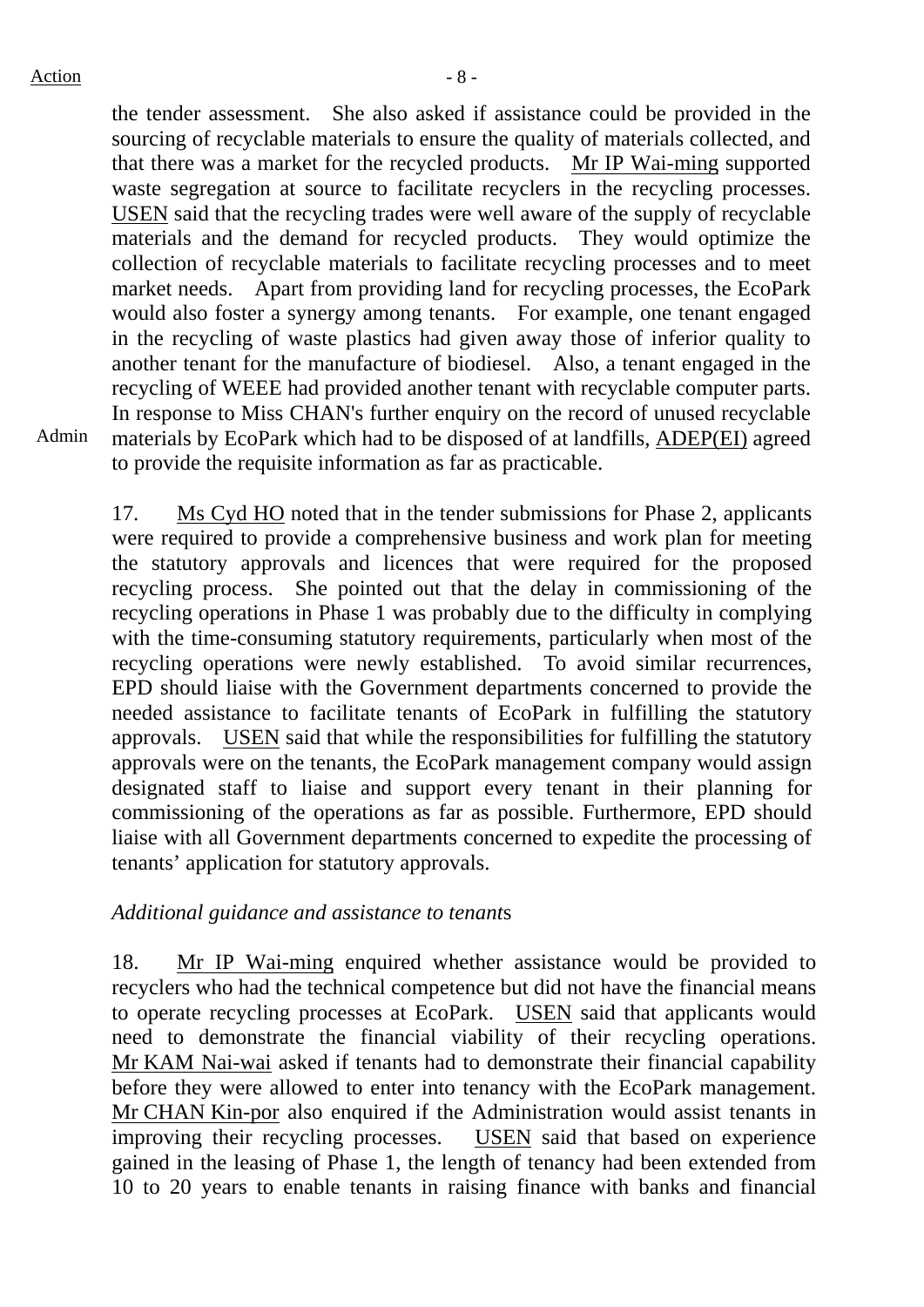the tender assessment. She also asked if assistance could be provided in the sourcing of recyclable materials to ensure the quality of materials collected, and that there was a market for the recycled products. Mr IP Wai-ming supported waste segregation at source to facilitate recyclers in the recycling processes. USEN said that the recycling trades were well aware of the supply of recyclable materials and the demand for recycled products. They would optimize the collection of recyclable materials to facilitate recycling processes and to meet market needs. Apart from providing land for recycling processes, the EcoPark would also foster a synergy among tenants. For example, one tenant engaged in the recycling of waste plastics had given away those of inferior quality to another tenant for the manufacture of biodiesel. Also, a tenant engaged in the recycling of WEEE had provided another tenant with recyclable computer parts. In response to Miss CHAN's further enquiry on the record of unused recyclable materials by EcoPark which had to be disposed of at landfills, ADEP(EI) agreed to provide the requisite information as far as practicable.

Admin

17. Ms Cyd HO noted that in the tender submissions for Phase 2, applicants were required to provide a comprehensive business and work plan for meeting the statutory approvals and licences that were required for the proposed recycling process. She pointed out that the delay in commissioning of the recycling operations in Phase 1 was probably due to the difficulty in complying with the time-consuming statutory requirements, particularly when most of the recycling operations were newly established. To avoid similar recurrences, EPD should liaise with the Government departments concerned to provide the needed assistance to facilitate tenants of EcoPark in fulfilling the statutory approvals. USEN said that while the responsibilities for fulfilling the statutory approvals were on the tenants, the EcoPark management company would assign designated staff to liaise and support every tenant in their planning for commissioning of the operations as far as possible. Furthermore, EPD should liaise with all Government departments concerned to expedite the processing of tenants' application for statutory approvals.

*Additional guidance and assistance to tenants*

18. Mr IP Wai-ming enquired whether assistance would be provided to recyclers who had the technical competence but did not have the financial means to operate recycling processes at EcoPark. USEN said that applicants would need to demonstrate the financial viability of their recycling operations. Mr KAM Nai-wai asked if tenants had to demonstrate their financial capability before they were allowed to enter into tenancy with the EcoPark management. Mr CHAN Kin-por also enquired if the Administration would assist tenants in improving their recycling processes. USEN said that based on experience gained in the leasing of Phase 1, the length of tenancy had been extended from 10 to 20 years to enable tenants in raising finance with banks and financial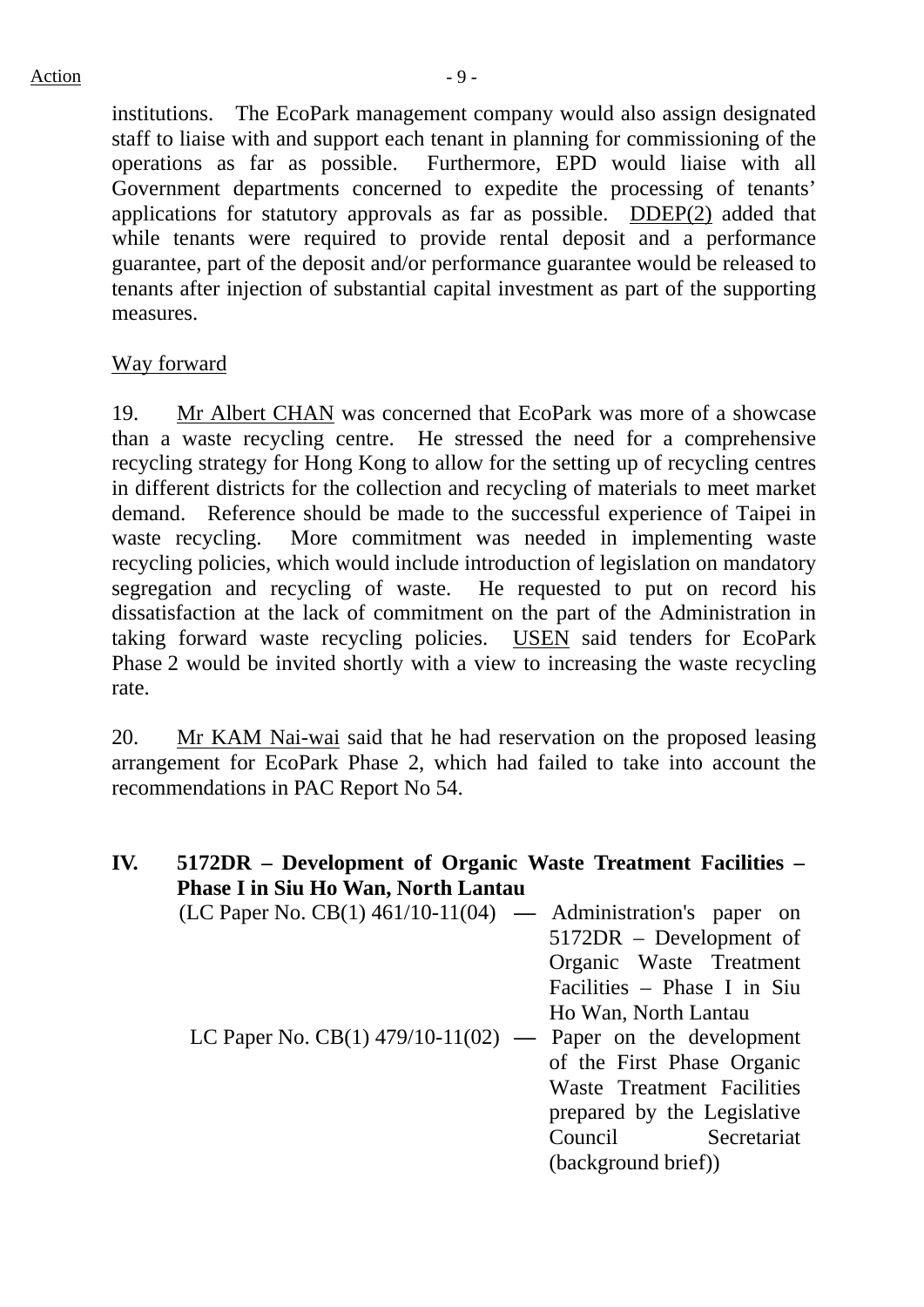institutions. The EcoPark management company would also assign designated staff to liaise with and support each tenant in planning for commissioning of the operations as far as possible. Furthermore, EPD would liaise with all Government departments concerned to expedite the processing of tenants' applications for statutory approvals as far as possible. DDEP(2) added that while tenants were required to provide rental deposit and a performance guarantee, part of the deposit and/or performance guarantee would be released to tenants after injection of substantial capital investment as part of the supporting measures.

Way forward

19. Mr Albert CHAN was concerned that EcoPark was more of a showcase than a waste recycling centre. He stressed the need for a comprehensive recycling strategy for Hong Kong to allow for the setting up of recycling centres in different districts for the collection and recycling of materials to meet market demand. Reference should be made to the successful experience of Taipei in waste recycling. More commitment was needed in implementing waste recycling policies, which would include introduction of legislation on mandatory segregation and recycling of waste. He requested to put on record his dissatisfaction at the lack of commitment on the part of the Administration in taking forward waste recycling policies. USEN said tenders for EcoPark Phase 2 would be invited shortly with a view to increasing the waste recycling rate.

20. Mr KAM Nai-wai said that he had reservation on the proposed leasing arrangement for EcoPark Phase 2, which had failed to take into account the recommendations in PAC Report No 54.

## IV. 5172DR – Development of Organic Waste Treatment Facilities – Phase I in Siu Ho Wan, North Lantau

(LC Paper No. CB(1) 461/10-11(04) — Administration's paper on 5172DR – Development of Organic Waste Treatment Facilities – Phase I in Siu Ho Wan, North Lantau

LC Paper No. CB(1) 479/10-11(02) — Paper on the development of the First Phase Organic Waste Treatment Facilities prepared by the Legislative Council Secretariat (background brief))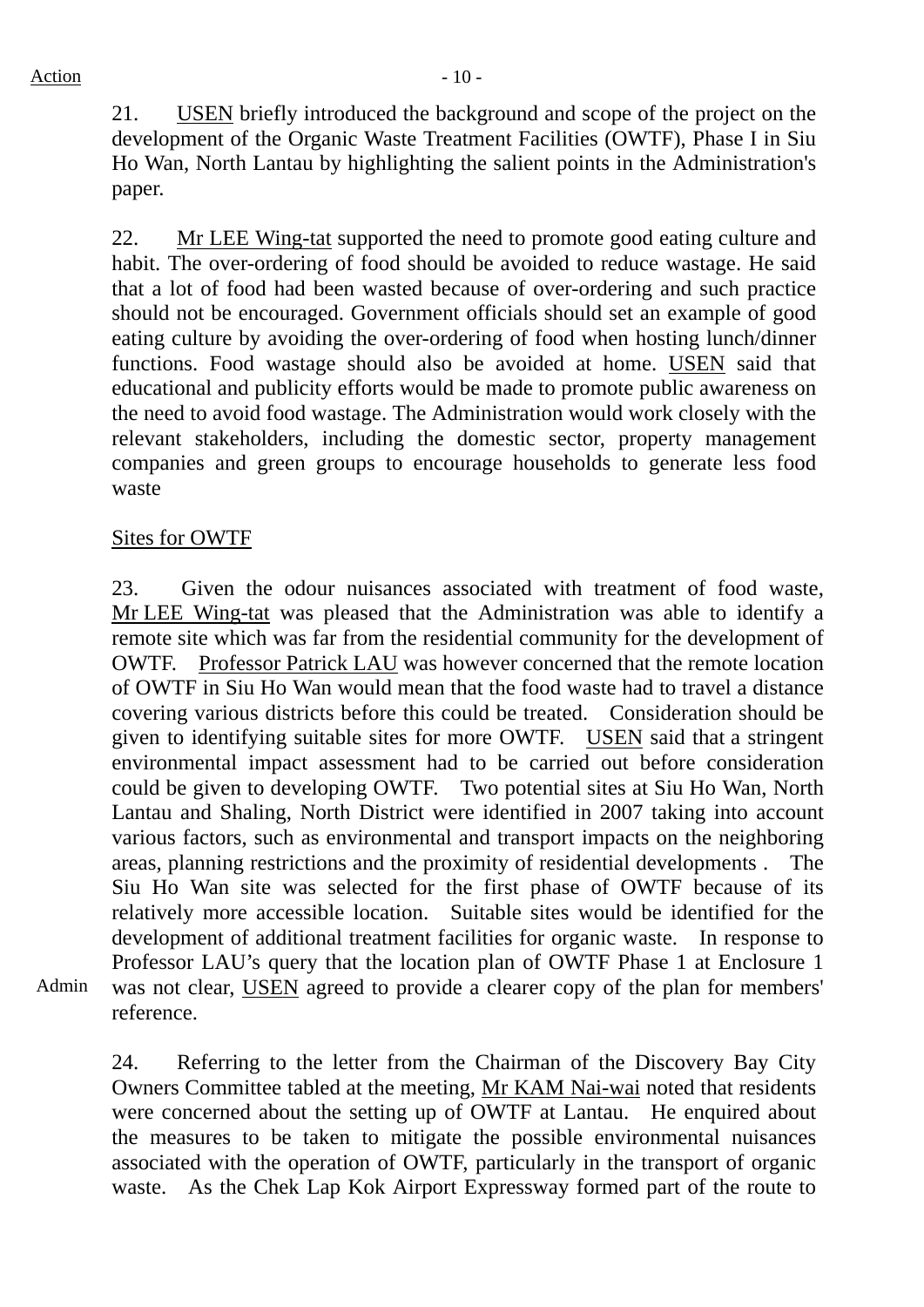Action

21. USEN briefly introduced the background and scope of the project on the development of the Organic Waste Treatment Facilities (OWTF), Phase I in Siu Ho Wan, North Lantau by highlighting the salient points in the Administration's paper.

22. Mr LEE Wing-tat supported the need to promote good eating culture and habit. The over-ordering of food should be avoided to reduce wastage. He said that a lot of food had been wasted because of over-ordering and such practice should not be encouraged. Government officials should set an example of good eating culture by avoiding the over-ordering of food when hosting lunch/dinner functions. Food wastage should also be avoided at home. USEN said that educational and publicity efforts would be made to promote public awareness on the need to avoid food wastage. The Administration would work closely with the relevant stakeholders, including the domestic sector, property management companies and green groups to encourage households to generate less food waste

Sites for OWTF

23. Given the odour nuisances associated with treatment of food waste, Mr LEE Wing-tat was pleased that the Administration was able to identify a remote site which was far from the residential community for the development of OWTF. Professor Patrick LAU was however concerned that the remote location of OWTF in Siu Ho Wan would mean that the food waste had to travel a distance covering various districts before this could be treated. Consideration should be given to identifying suitable sites for more OWTF. USEN said that a stringent environmental impact assessment had to be carried out before consideration could be given to developing OWTF. Two potential sites at Siu Ho Wan, North Lantau and Shaling, North District were identified in 2007 taking into account various factors, such as environmental and transport impacts on the neighboring areas, planning restrictions and the proximity of residential developments . The Siu Ho Wan site was selected for the first phase of OWTF because of its relatively more accessible location. Suitable sites would be identified for the development of additional treatment facilities for organic waste. In response to Professor LAU's query that the location plan of OWTF Phase 1 at Enclosure 1 was not clear, USEN agreed to provide a clearer copy of the plan for members' reference.

Admin

24. Referring to the letter from the Chairman of the Discovery Bay City Owners Committee tabled at the meeting, Mr KAM Nai-wai noted that residents were concerned about the setting up of OWTF at Lantau. He enquired about the measures to be taken to mitigate the possible environmental nuisances associated with the operation of OWTF, particularly in the transport of organic waste. As the Chek Lap Kok Airport Expressway formed part of the route to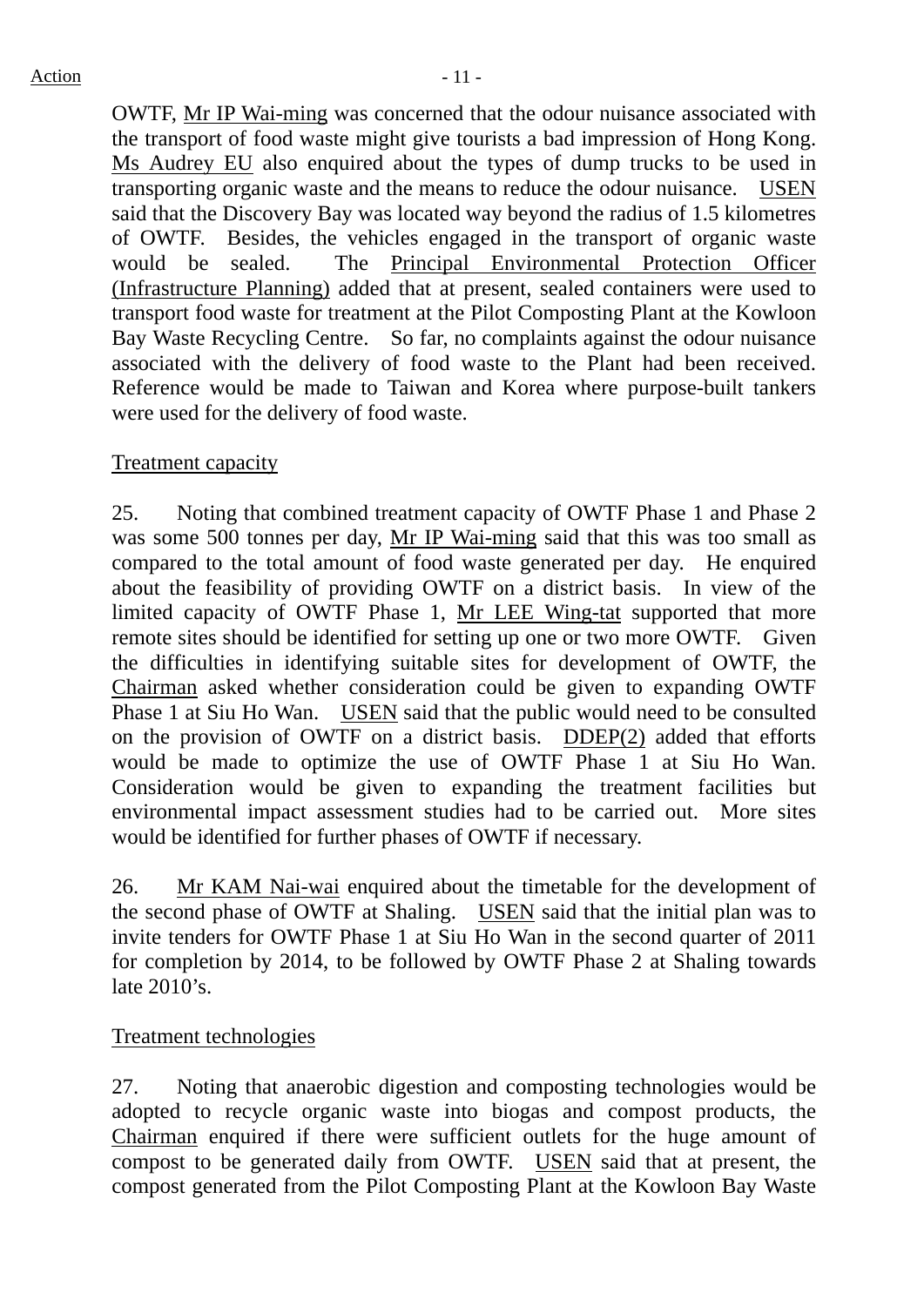OWTF, Mr IP Wai-ming was concerned that the odour nuisance associated with the transport of food waste might give tourists a bad impression of Hong Kong. Ms Audrey EU also enquired about the types of dump trucks to be used in transporting organic waste and the means to reduce the odour nuisance. USEN said that the Discovery Bay was located way beyond the radius of 1.5 kilometres of OWTF. Besides, the vehicles engaged in the transport of organic waste would be sealed. The Principal Environmental Protection Officer (Infrastructure Planning) added that at present, sealed containers were used to transport food waste for treatment at the Pilot Composting Plant at the Kowloon Bay Waste Recycling Centre. So far, no complaints against the odour nuisance associated with the delivery of food waste to the Plant had been received. Reference would be made to Taiwan and Korea where purpose-built tankers were used for the delivery of food waste.

Treatment capacity

25. Noting that combined treatment capacity of OWTF Phase 1 and Phase 2 was some 500 tonnes per day, Mr IP Wai-ming said that this was too small as compared to the total amount of food waste generated per day. He enquired about the feasibility of providing OWTF on a district basis. In view of the limited capacity of OWTF Phase 1, Mr LEE Wing-tat supported that more remote sites should be identified for setting up one or two more OWTF. Given the difficulties in identifying suitable sites for development of OWTF, the Chairman asked whether consideration could be given to expanding OWTF Phase 1 at Siu Ho Wan. USEN said that the public would need to be consulted on the provision of OWTF on a district basis. DDEP(2) added that efforts would be made to optimize the use of OWTF Phase 1 at Siu Ho Wan. Consideration would be given to expanding the treatment facilities but environmental impact assessment studies had to be carried out. More sites would be identified for further phases of OWTF if necessary.

26. Mr KAM Nai-wai enquired about the timetable for the development of the second phase of OWTF at Shaling. USEN said that the initial plan was to invite tenders for OWTF Phase 1 at Siu Ho Wan in the second quarter of 2011 for completion by 2014, to be followed by OWTF Phase 2 at Shaling towards late 2010's.

Treatment technologies

27. Noting that anaerobic digestion and composting technologies would be adopted to recycle organic waste into biogas and compost products, the Chairman enquired if there were sufficient outlets for the huge amount of compost to be generated daily from OWTF. USEN said that at present, the compost generated from the Pilot Composting Plant at the Kowloon Bay Waste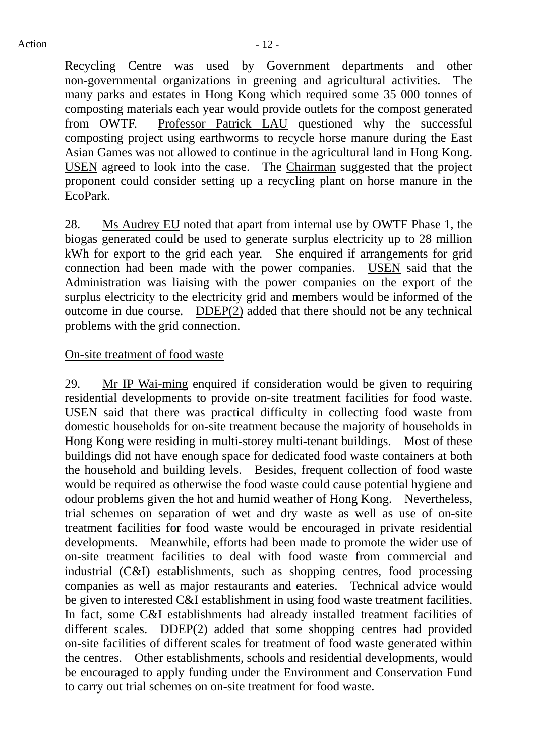Recycling Centre was used by Government departments and other non-governmental organizations in greening and agricultural activities. The many parks and estates in Hong Kong which required some 35 000 tonnes of composting materials each year would provide outlets for the compost generated from OWTF. Professor Patrick LAU questioned why the successful composting project using earthworms to recycle horse manure during the East Asian Games was not allowed to continue in the agricultural land in Hong Kong. USEN agreed to look into the case. The Chairman suggested that the project proponent could consider setting up a recycling plant on horse manure in the EcoPark.

28. Ms Audrey EU noted that apart from internal use by OWTF Phase 1, the biogas generated could be used to generate surplus electricity up to 28 million kWh for export to the grid each year. She enquired if arrangements for grid connection had been made with the power companies. USEN said that the Administration was liaising with the power companies on the export of the surplus electricity to the electricity grid and members would be informed of the outcome in due course. DDEP(2) added that there should not be any technical problems with the grid connection.

On-site treatment of food waste

29. Mr IP Wai-ming enquired if consideration would be given to requiring residential developments to provide on-site treatment facilities for food waste. USEN said that there was practical difficulty in collecting food waste from domestic households for on-site treatment because the majority of households in Hong Kong were residing in multi-storey multi-tenant buildings. Most of these buildings did not have enough space for dedicated food waste containers at both the household and building levels. Besides, frequent collection of food waste would be required as otherwise the food waste could cause potential hygiene and odour problems given the hot and humid weather of Hong Kong. Nevertheless, trial schemes on separation of wet and dry waste as well as use of on-site treatment facilities for food waste would be encouraged in private residential developments. Meanwhile, efforts had been made to promote the wider use of on-site treatment facilities to deal with food waste from commercial and industrial (C&I) establishments, such as shopping centres, food processing companies as well as major restaurants and eateries. Technical advice would be given to interested C&I establishment in using food waste treatment facilities. In fact, some C&I establishments had already installed treatment facilities of different scales. DDEP(2) added that some shopping centres had provided on-site facilities of different scales for treatment of food waste generated within the centres. Other establishments, schools and residential developments, would be encouraged to apply funding under the Environment and Conservation Fund to carry out trial schemes on on-site treatment for food waste.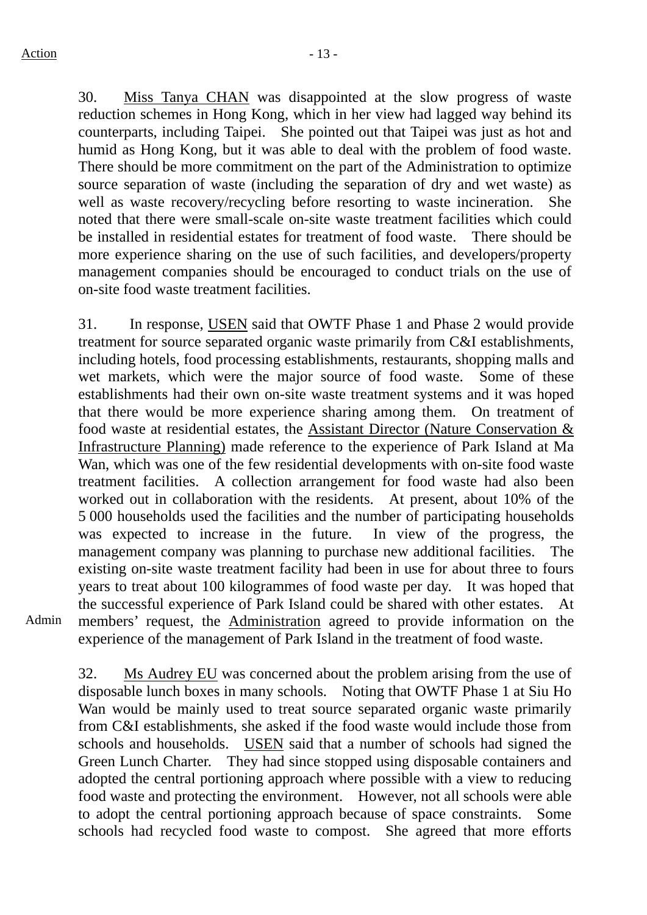30. Miss Tanya CHAN was disappointed at the slow progress of waste reduction schemes in Hong Kong, which in her view had lagged way behind its counterparts, including Taipei. She pointed out that Taipei was just as hot and humid as Hong Kong, but it was able to deal with the problem of food waste. There should be more commitment on the part of the Administration to optimize source separation of waste (including the separation of dry and wet waste) as well as waste recovery/recycling before resorting to waste incineration. She noted that there were small-scale on-site waste treatment facilities which could be installed in residential estates for treatment of food waste. There should be more experience sharing on the use of such facilities, and developers/property management companies should be encouraged to conduct trials on the use of on-site food waste treatment facilities.

31. In response, USEN said that OWTF Phase 1 and Phase 2 would provide treatment for source separated organic waste primarily from C&I establishments, including hotels, food processing establishments, restaurants, shopping malls and wet markets, which were the major source of food waste. Some of these establishments had their own on-site waste treatment systems and it was hoped that there would be more experience sharing among them. On treatment of food waste at residential estates, the Assistant Director (Nature Conservation & Infrastructure Planning) made reference to the experience of Park Island at Ma Wan, which was one of the few residential developments with on-site food waste treatment facilities. A collection arrangement for food waste had also been worked out in collaboration with the residents. At present, about 10% of the 5 000 households used the facilities and the number of participating households was expected to increase in the future. In view of the progress, the management company was planning to purchase new additional facilities. The existing on-site waste treatment facility had been in use for about three to fours years to treat about 100 kilogrammes of food waste per day. It was hoped that the successful experience of Park Island could be shared with other estates. At members' request, the Administration agreed to provide information on the experience of the management of Park Island in the treatment of food waste.

Admin

32. Ms Audrey EU was concerned about the problem arising from the use of disposable lunch boxes in many schools. Noting that OWTF Phase 1 at Siu Ho Wan would be mainly used to treat source separated organic waste primarily from C&I establishments, she asked if the food waste would include those from schools and households. USEN said that a number of schools had signed the Green Lunch Charter. They had since stopped using disposable containers and adopted the central portioning approach where possible with a view to reducing food waste and protecting the environment. However, not all schools were able to adopt the central portioning approach because of space constraints. Some schools had recycled food waste to compost. She agreed that more efforts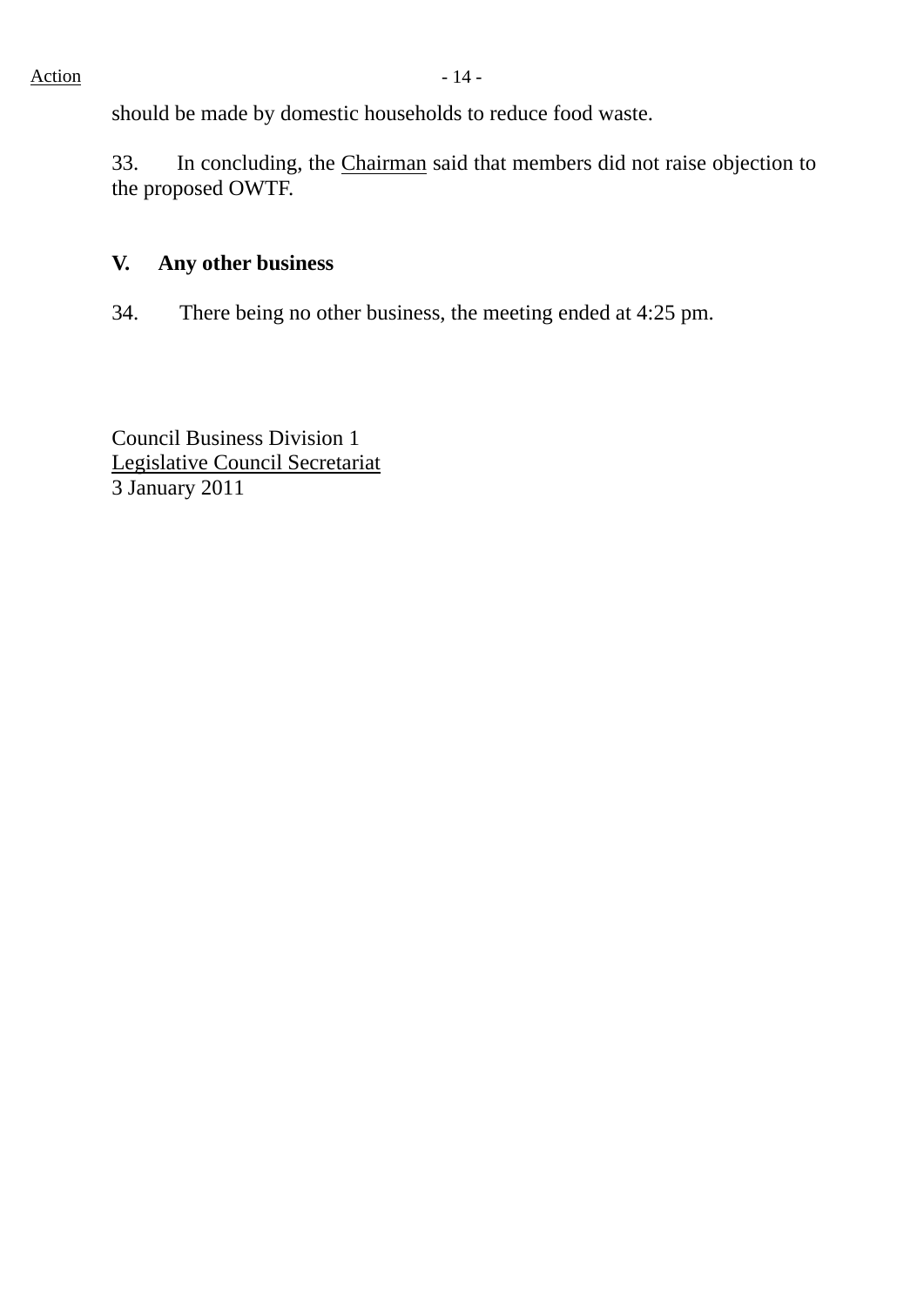should be made by domestic households to reduce food waste.

33. In concluding, the Chairman said that members did not raise objection to the proposed OWTF.

## V. Any other business

34. There being no other business, the meeting ended at 4:25 pm.

Council Business Division 1
Legislative Council Secretariat
3 January 2011